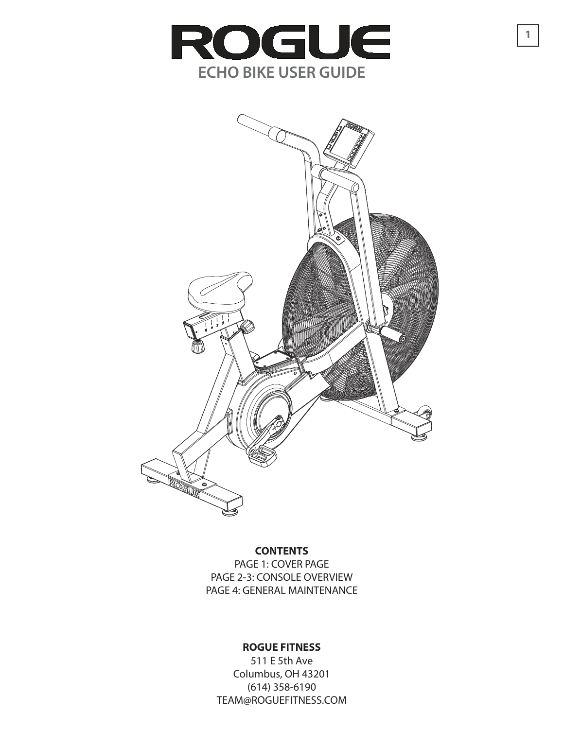# ROGUE

## ECHO BIKE USER GUIDE

**CONTENTS**

PAGE 1: COVER PAGE
PAGE 2-3: CONSOLE OVERVIEW
PAGE 4: GENERAL MAINTENANCE

**ROGUE FITNESS**

511 E 5th Ave
Columbus, OH 43201
(614) 358-6190
TEAM@ROGUEFITNESS.COM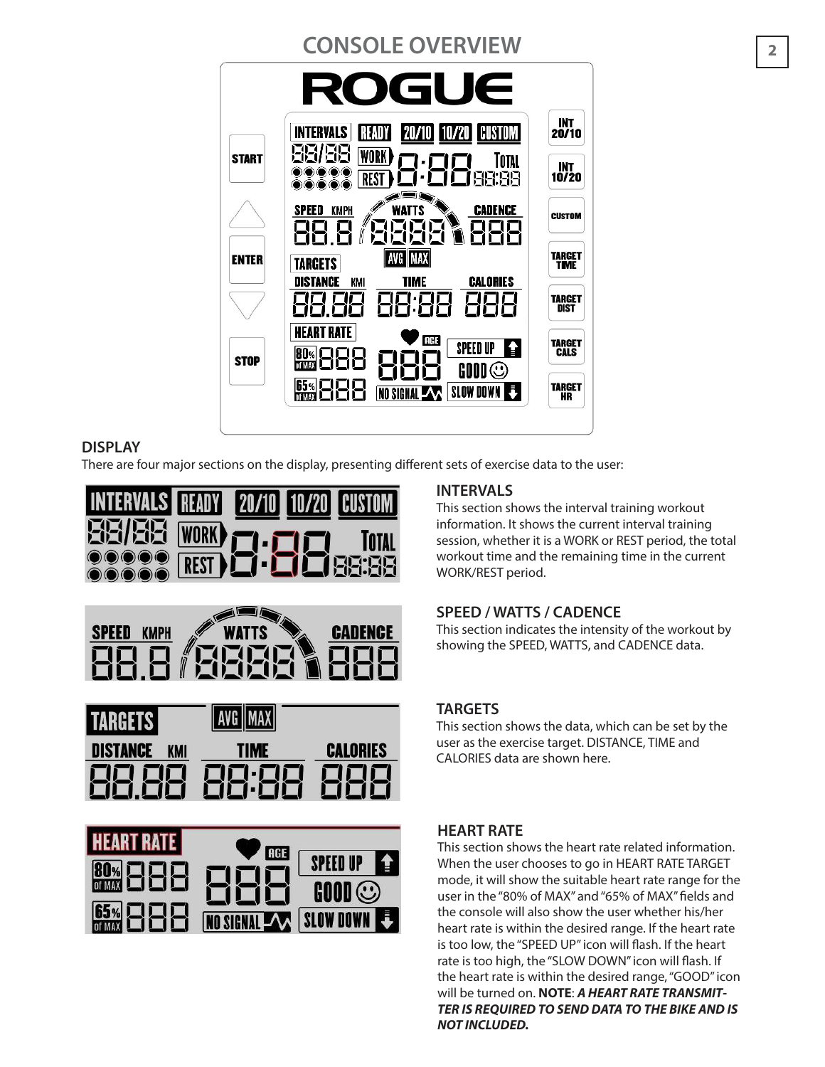# CONSOLE OVERVIEW

## DISPLAY

There are four major sections on the display, presenting different sets of exercise data to the user:

### INTERVALS

This section shows the interval training workout information. It shows the current interval training session, whether it is a WORK or REST period, the total workout time and the remaining time in the current WORK/REST period.

### SPEED / WATTS / CADENCE

This section indicates the intensity of the workout by showing the SPEED, WATTS, and CADENCE data.

### TARGETS

This section shows the data, which can be set by the user as the exercise target. DISTANCE, TIME and CALORIES data are shown here.

### HEART RATE

This section shows the heart rate related information. When the user chooses to go in HEART RATE TARGET mode, it will show the suitable heart rate range for the user in the "80% of MAX" and "65% of MAX" fields and the console will also show the user whether his/her heart rate is within the desired range. If the heart rate is too low, the "SPEED UP" icon will flash. If the heart rate is too high, the "SLOW DOWN" icon will flash. If the heart rate is within the desired range, "GOOD" icon will be turned on. **NOTE**: ***A HEART RATE TRANSMITTER IS REQUIRED TO SEND DATA TO THE BIKE AND IS NOT INCLUDED.***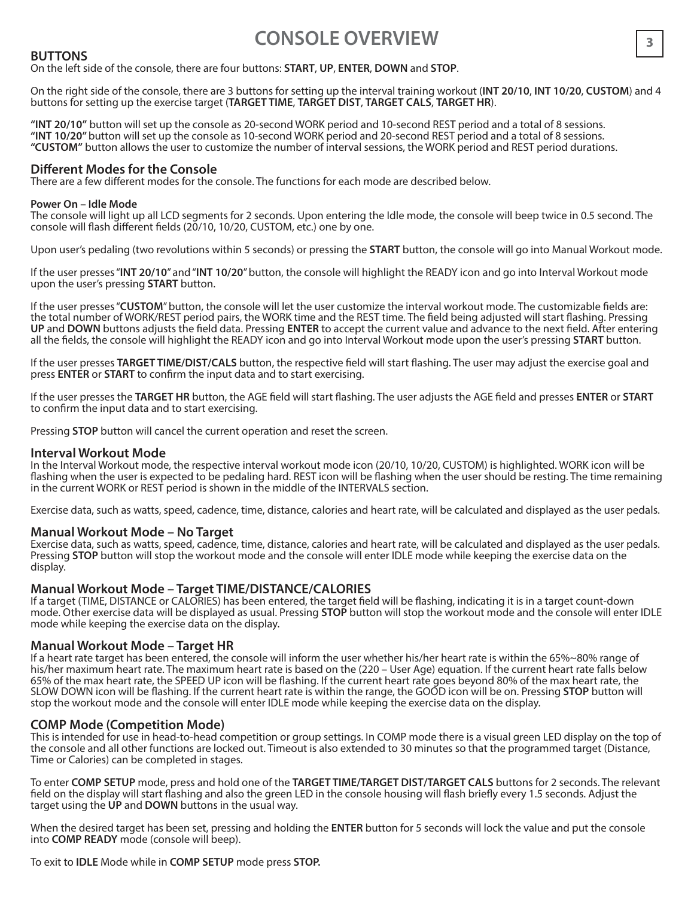# CONSOLE OVERVIEW

## BUTTONS

On the left side of the console, there are four buttons: **START**, **UP**, **ENTER**, **DOWN** and **STOP**.

On the right side of the console, there are 3 buttons for setting up the interval training workout (**INT 20/10**, **INT 10/20**, **CUSTOM**) and 4 buttons for setting up the exercise target (**TARGET TIME**, **TARGET DIST**, **TARGET CALS**, **TARGET HR**).

**"INT 20/10"** button will set up the console as 20-second WORK period and 10-second REST period and a total of 8 sessions.
**"INT 10/20"** button will set up the console as 10-second WORK period and 20-second REST period and a total of 8 sessions.
**"CUSTOM"** button allows the user to customize the number of interval sessions, the WORK period and REST period durations.

## Different Modes for the Console

There are a few different modes for the console. The functions for each mode are described below.

#### Power On – Idle Mode

The console will light up all LCD segments for 2 seconds. Upon entering the Idle mode, the console will beep twice in 0.5 second. The console will flash different fields (20/10, 10/20, CUSTOM, etc.) one by one.

Upon user's pedaling (two revolutions within 5 seconds) or pressing the **START** button, the console will go into Manual Workout mode.

If the user presses "**INT 20/10**" and "**INT 10/20**" button, the console will highlight the READY icon and go into Interval Workout mode upon the user's pressing **START** button.

If the user presses "**CUSTOM**" button, the console will let the user customize the interval workout mode. The customizable fields are: the total number of WORK/REST period pairs, the WORK time and the REST time. The field being adjusted will start flashing. Pressing **UP** and **DOWN** buttons adjusts the field data. Pressing **ENTER** to accept the current value and advance to the next field. After entering all the fields, the console will highlight the READY icon and go into Interval Workout mode upon the user's pressing **START** button.

If the user presses **TARGET TIME/DIST/CALS** button, the respective field will start flashing. The user may adjust the exercise goal and press **ENTER** or **START** to confirm the input data and to start exercising.

If the user presses the **TARGET HR** button, the AGE field will start flashing. The user adjusts the AGE field and presses **ENTER** or **START** to confirm the input data and to start exercising.

Pressing **STOP** button will cancel the current operation and reset the screen.

## Interval Workout Mode

In the Interval Workout mode, the respective interval workout mode icon (20/10, 10/20, CUSTOM) is highlighted. WORK icon will be flashing when the user is expected to be pedaling hard. REST icon will be flashing when the user should be resting. The time remaining in the current WORK or REST period is shown in the middle of the INTERVALS section.

Exercise data, such as watts, speed, cadence, time, distance, calories and heart rate, will be calculated and displayed as the user pedals.

## Manual Workout Mode – No Target

Exercise data, such as watts, speed, cadence, time, distance, calories and heart rate, will be calculated and displayed as the user pedals. Pressing **STOP** button will stop the workout mode and the console will enter IDLE mode while keeping the exercise data on the display.

## Manual Workout Mode – Target TIME/DISTANCE/CALORIES

If a target (TIME, DISTANCE or CALORIES) has been entered, the target field will be flashing, indicating it is in a target count-down mode. Other exercise data will be displayed as usual. Pressing **STOP** button will stop the workout mode and the console will enter IDLE mode while keeping the exercise data on the display.

## Manual Workout Mode – Target HR

If a heart rate target has been entered, the console will inform the user whether his/her heart rate is within the 65%~80% range of his/her maximum heart rate. The maximum heart rate is based on the (220 – User Age) equation. If the current heart rate falls below 65% of the max heart rate, the SPEED UP icon will be flashing. If the current heart rate goes beyond 80% of the max heart rate, the SLOW DOWN icon will be flashing. If the current heart rate is within the range, the GOOD icon will be on. Pressing **STOP** button will stop the workout mode and the console will enter IDLE mode while keeping the exercise data on the display.

## COMP Mode (Competition Mode)

This is intended for use in head-to-head competition or group settings. In COMP mode there is a visual green LED display on the top of the console and all other functions are locked out. Timeout is also extended to 30 minutes so that the programmed target (Distance, Time or Calories) can be completed in stages.

To enter **COMP SETUP** mode, press and hold one of the **TARGET TIME/TARGET DIST/TARGET CALS** buttons for 2 seconds. The relevant field on the display will start flashing and also the green LED in the console housing will flash briefly every 1.5 seconds. Adjust the target using the **UP** and **DOWN** buttons in the usual way.

When the desired target has been set, pressing and holding the **ENTER** button for 5 seconds will lock the value and put the console into **COMP READY** mode (console will beep).

To exit to **IDLE** Mode while in **COMP SETUP** mode press **STOP.**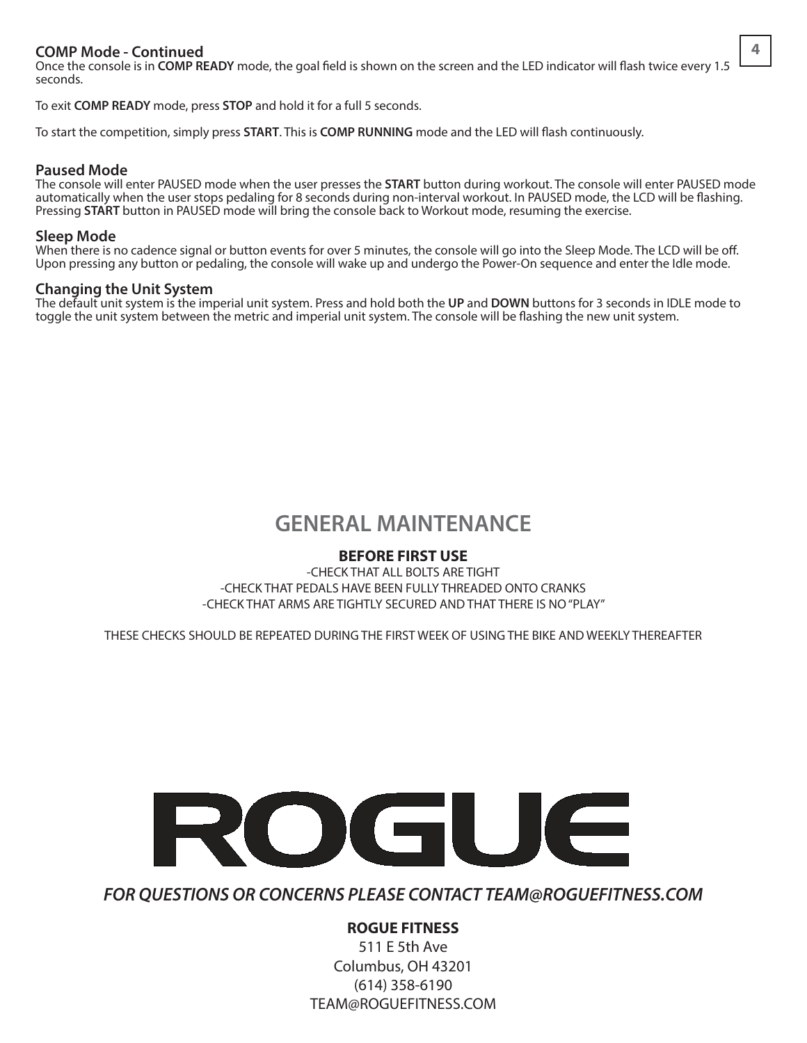### COMP Mode - Continued

Once the console is in **COMP READY** mode, the goal field is shown on the screen and the LED indicator will flash twice every 1.5 seconds.

To exit **COMP READY** mode, press **STOP** and hold it for a full 5 seconds.

To start the competition, simply press **START**. This is **COMP RUNNING** mode and the LED will flash continuously.

### Paused Mode

The console will enter PAUSED mode when the user presses the **START** button during workout. The console will enter PAUSED mode automatically when the user stops pedaling for 8 seconds during non-interval workout. In PAUSED mode, the LCD will be flashing. Pressing **START** button in PAUSED mode will bring the console back to Workout mode, resuming the exercise.

### Sleep Mode

When there is no cadence signal or button events for over 5 minutes, the console will go into the Sleep Mode. The LCD will be off. Upon pressing any button or pedaling, the console will wake up and undergo the Power-On sequence and enter the Idle mode.

### Changing the Unit System

The default unit system is the imperial unit system. Press and hold both the **UP** and **DOWN** buttons for 3 seconds in IDLE mode to toggle the unit system between the metric and imperial unit system. The console will be flashing the new unit system.

## GENERAL MAINTENANCE

**BEFORE FIRST USE**

-CHECK THAT ALL BOLTS ARE TIGHT
-CHECK THAT PEDALS HAVE BEEN FULLY THREADED ONTO CRANKS
-CHECK THAT ARMS ARE TIGHTLY SECURED AND THAT THERE IS NO “PLAY”

THESE CHECKS SHOULD BE REPEATED DURING THE FIRST WEEK OF USING THE BIKE AND WEEKLY THEREAFTER

ROGUE

***FOR QUESTIONS OR CONCERNS PLEASE CONTACT TEAM@ROGUEFITNESS.COM***

**ROGUE FITNESS**
511 E 5th Ave
Columbus, OH 43201
(614) 358-6190
TEAM@ROGUEFITNESS.COM